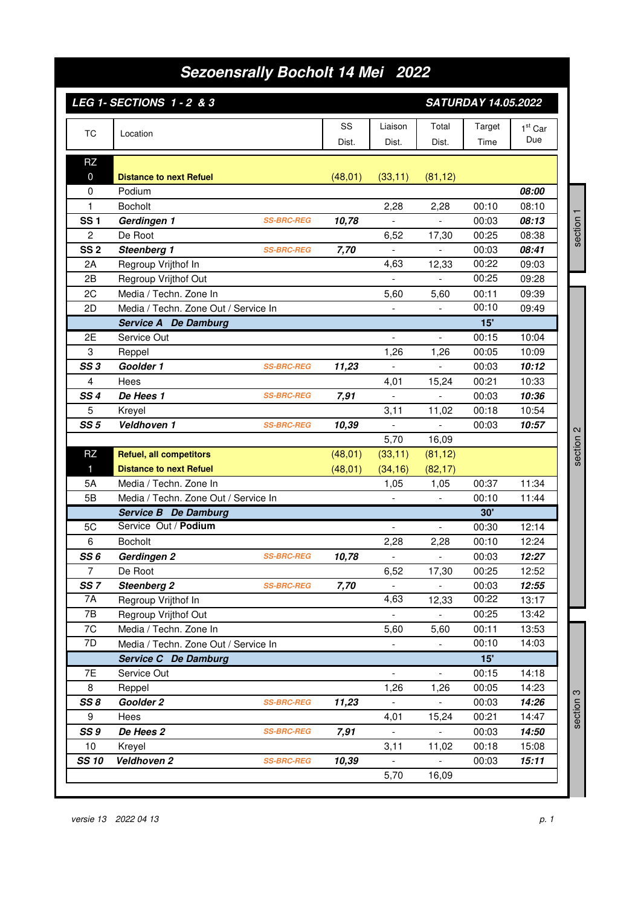# Sezoensrally Bocholt 14 Mei 2022

## LEG 1- SECTIONS 1 - 2 & 3 — SATURDAY 14.05.2022

| TC | Location | | SS Dist. | Liaison Dist. | Total Dist. | Target Time | 1st Car Due |
|---|---|---|---|---|---|---|---|
| RZ 0 | **Distance to next Refuel** | | (48,01) | (33,11) | (81,12) | | |
| 0 | Podium | | | | | | ***08:00*** |
| 1 | Bocholt | | | 2,28 | 2,28 | 00:10 | 08:10 |
| **SS 1** | ***Gerdingen 1*** | SS-BRC-REG | ***10,78*** | - | - | 00:03 | ***08:13*** |
| 2 | De Root | | | 6,52 | 17,30 | 00:25 | 08:38 |
| **SS 2** | ***Steenberg 1*** | SS-BRC-REG | ***7,70*** | - | - | 00:03 | ***08:41*** |
| 2A | Regroup Vrijthof In | | | 4,63 | 12,33 | 00:22 | 09:03 |
| 2B | Regroup Vrijthof Out | | | - | - | 00:25 | 09:28 |
| 2C | Media / Techn. Zone In | | | 5,60 | 5,60 | 00:11 | 09:39 |
| 2D | Media / Techn. Zone Out / Service In | | | - | - | 00:10 | 09:49 |
| | ***Service A De Damburg*** | | | | | **15'** | |
| 2E | Service Out | | | - | - | 00:15 | 10:04 |
| 3 | Reppel | | | 1,26 | 1,26 | 00:05 | 10:09 |
| ***SS 3*** | ***Goolder 1*** | SS-BRC-REG | ***11,23*** | - | - | 00:03 | ***10:12*** |
| 4 | Hees | | | 4,01 | 15,24 | 00:21 | 10:33 |
| ***SS 4*** | ***De Hees 1*** | SS-BRC-REG | ***7,91*** | - | - | 00:03 | ***10:36*** |
| 5 | Kreyel | | | 3,11 | 11,02 | 00:18 | 10:54 |
| ***SS 5*** | ***Veldhoven 1*** | SS-BRC-REG | ***10,39*** | - | - | 00:03 | ***10:57*** |
| | | | | 5,70 | 16,09 | | |
| RZ | **Refuel, all competitors** | | (48,01) | (33,11) | (81,12) | | |
| 1 | **Distance to next Refuel** | | (48,01) | (34,16) | (82,17) | | |
| 5A | Media / Techn. Zone In | | | 1,05 | 1,05 | 00:37 | 11:34 |
| 5B | Media / Techn. Zone Out / Service In | | | - | - | 00:10 | 11:44 |
| | ***Service B De Damburg*** | | | | | **30'** | |
| 5C | Service Out / **Podium** | | | - | - | 00:30 | 12:14 |
| 6 | Bocholt | | | 2,28 | 2,28 | 00:10 | 12:24 |
| ***SS 6*** | ***Gerdingen 2*** | SS-BRC-REG | ***10,78*** | - | - | 00:03 | ***12:27*** |
| 7 | De Root | | | 6,52 | 17,30 | 00:25 | 12:52 |
| ***SS 7*** | ***Steenberg 2*** | SS-BRC-REG | ***7,70*** | - | - | 00:03 | ***12:55*** |
| 7A | Regroup Vrijthof In | | | 4,63 | 12,33 | 00:22 | 13:17 |
| 7B | Regroup Vrijthof Out | | | - | - | 00:25 | 13:42 |
| 7C | Media / Techn. Zone In | | | 5,60 | 5,60 | 00:11 | 13:53 |
| 7D | Media / Techn. Zone Out / Service In | | | - | - | 00:10 | 14:03 |
| | ***Service C De Damburg*** | | | | | **15'** | |
| 7E | Service Out | | | - | - | 00:15 | 14:18 |
| 8 | Reppel | | | 1,26 | 1,26 | 00:05 | 14:23 |
| ***SS 8*** | ***Goolder 2*** | SS-BRC-REG | ***11,23*** | - | - | 00:03 | ***14:26*** |
| 9 | Hees | | | 4,01 | 15,24 | 00:21 | 14:47 |
| ***SS 9*** | ***De Hees 2*** | SS-BRC-REG | ***7,91*** | - | - | 00:03 | ***14:50*** |
| 10 | Kreyel | | | 3,11 | 11,02 | 00:18 | 15:08 |
| ***SS 10*** | ***Veldhoven 2*** | SS-BRC-REG | ***10,39*** | - | - | 00:03 | ***15:11*** |
| | | | | 5,70 | 16,09 | | |

section 1 / section 2 / section 3

*versie 13 2022 04 13*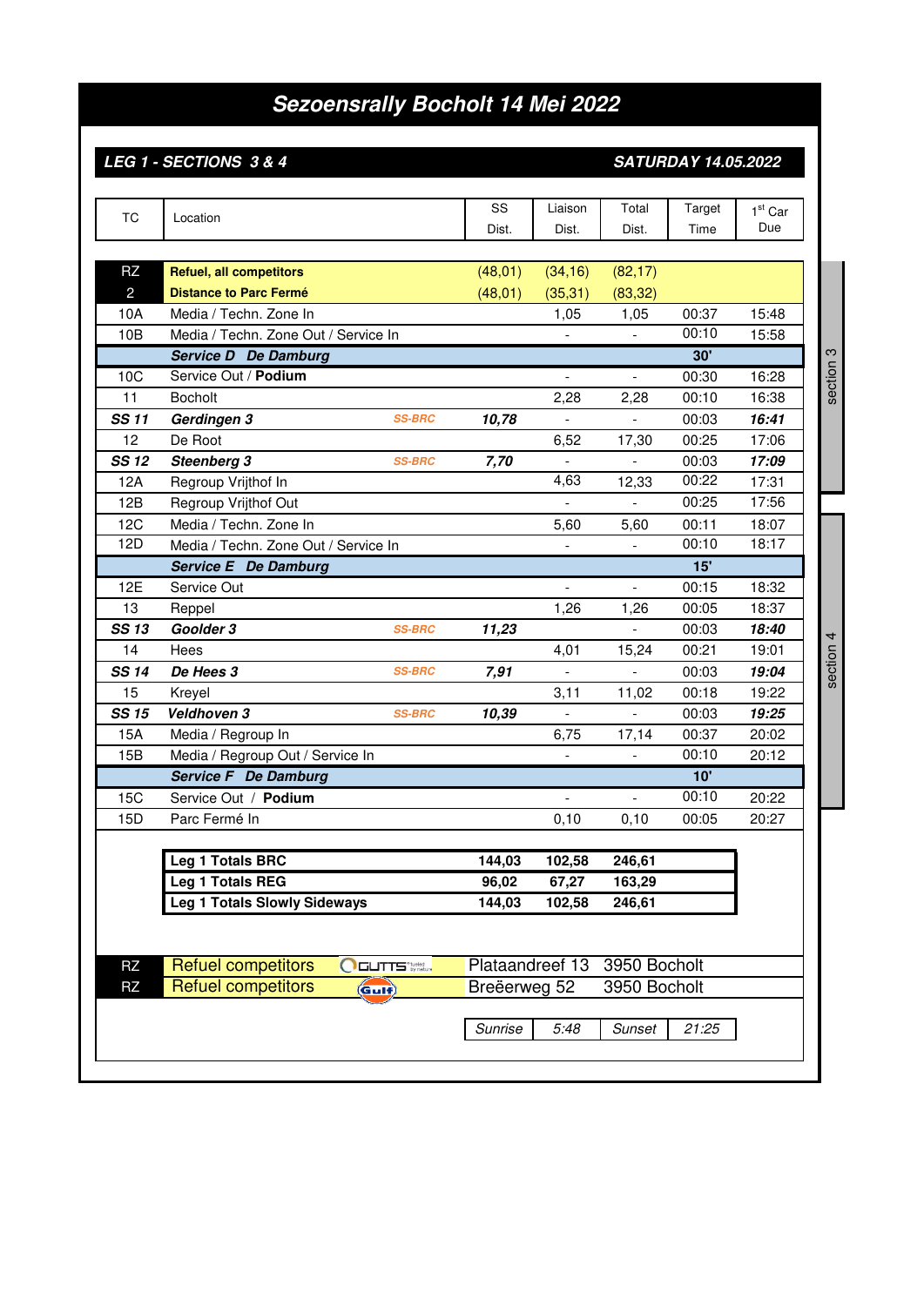# Sezoensrally Bocholt 14 Mei 2022

## LEG 1 - SECTIONS 3 & 4 — SATURDAY 14.05.2022

| TC | Location | | SS Dist. | Liaison Dist. | Total Dist. | Target Time | 1[st] Car Due | |
|---|---|---|---|---|---|---|---|---|
| RZ | **Refuel, all competitors** | | (48,01) | (34,16) | (82,17) | | | |
| 2 | **Distance to Parc Fermé** | | (48,01) | (35,31) | (83,32) | | | |
| 10A | Media / Techn. Zone In | | | 1,05 | 1,05 | 00:37 | 15:48 | section 3 |
| 10B | Media / Techn. Zone Out / Service In | | | - | - | 00:10 | 15:58 | |
| | ***Service D De Damburg*** | | | | | **30'** | | |
| 10C | Service Out / **Podium** | | | - | - | 00:30 | 16:28 | |
| 11 | Bocholt | | | 2,28 | 2,28 | 00:10 | 16:38 | |
| ***SS 11*** | ***Gerdingen 3*** | ***SS-BRC*** | ***10,78*** | - | - | 00:03 | ***16:41*** | |
| 12 | De Root | | | 6,52 | 17,30 | 00:25 | 17:06 | |
| ***SS 12*** | ***Steenberg 3*** | ***SS-BRC*** | ***7,70*** | - | - | 00:03 | ***17:09*** | |
| 12A | Regroup Vrijthof In | | | 4,63 | 12,33 | 00:22 | 17:31 | |
| 12B | Regroup Vrijthof Out | | | - | - | 00:25 | 17:56 | |
| 12C | Media / Techn. Zone In | | | 5,60 | 5,60 | 00:11 | 18:07 | section 4 |
| 12D | Media / Techn. Zone Out / Service In | | | - | - | 00:10 | 18:17 | |
| | ***Service E De Damburg*** | | | | | **15'** | | |
| 12E | Service Out | | | - | - | 00:15 | 18:32 | |
| 13 | Reppel | | | 1,26 | 1,26 | 00:05 | 18:37 | |
| ***SS 13*** | ***Goolder 3*** | ***SS-BRC*** | ***11,23*** | | - | 00:03 | ***18:40*** | |
| 14 | Hees | | | 4,01 | 15,24 | 00:21 | 19:01 | |
| ***SS 14*** | ***De Hees 3*** | ***SS-BRC*** | ***7,91*** | - | - | 00:03 | ***19:04*** | |
| 15 | Kreyel | | | 3,11 | 11,02 | 00:18 | 19:22 | |
| ***SS 15*** | ***Veldhoven 3*** | ***SS-BRC*** | ***10,39*** | - | - | 00:03 | ***19:25*** | |
| 15A | Media / Regroup In | | | 6,75 | 17,14 | 00:37 | 20:02 | |
| 15B | Media / Regroup Out / Service In | | | - | - | 00:10 | 20:12 | |
| | ***Service F De Damburg*** | | | | | **10'** | | |
| 15C | Service Out / **Podium** | | | - | - | 00:10 | 20:22 | |
| 15D | Parc Fermé In | | | 0,10 | 0,10 | 00:05 | 20:27 | |

| | SS Dist. | Liaison Dist. | Total Dist. |
|---|---|---|---|
| **Leg 1 Totals BRC** | **144,03** | **102,58** | **246,61** |
| **Leg 1 Totals REG** | **96,02** | **67,27** | **163,29** |
| **Leg 1 Totals Slowly Sideways** | **144,03** | **102,58** | **246,61** |

| | | | | |
|---|---|---|---|---|
| RZ | Refuel competitors | GUTTS | Plataandreef 13 | 3950 Bocholt |
| RZ | Refuel competitors | Gulf | Breëerweg 52 | 3950 Bocholt |

| | | | |
|---|---|---|---|
| *Sunrise* | *5:48* | *Sunset* | *21:25* |